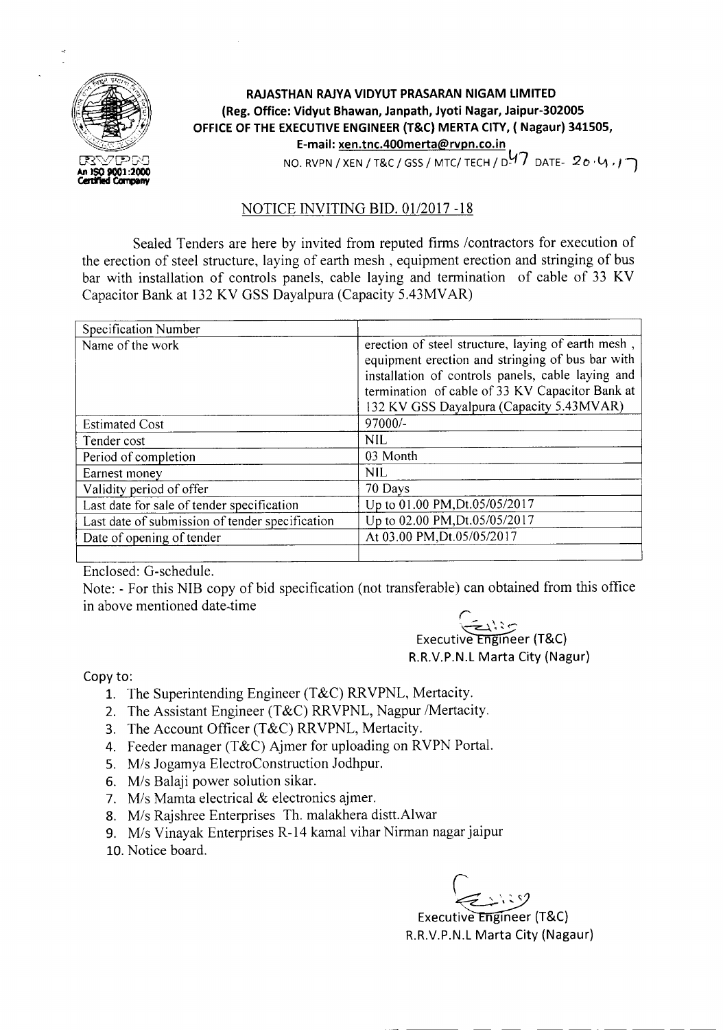**RAJASTHAN RAJYA VIDYUT PRASARAN NIGAM LIMITED**
**(Reg. Office: Vidyut Bhawan, Janpath, Jyoti Nagar, Jaipur-302005**
**OFFICE OF THE EXECUTIVE ENGINEER (T&C) MERTA CITY, ( Nagaur) 341505,**
**E-mail: xen.tnc.400merta@rvpn.co.in**

NO. RVPN / XEN / T&C / GSS / MTC/ TECH / D-47 DATE- 20.4.17

An ISO 9001:2000 Certified Company

## NOTICE INVITING BID. 01/2017 -18

Sealed Tenders are here by invited from reputed firms /contractors for execution of the erection of steel structure, laying of earth mesh , equipment erection and stringing of bus bar with installation of controls panels, cable laying and termination of cable of 33 KV Capacitor Bank at 132 KV GSS Dayalpura (Capacity 5.43MVAR)

| Specification Number | |
|---|---|
| Name of the work | erection of steel structure, laying of earth mesh , equipment erection and stringing of bus bar with installation of controls panels, cable laying and termination of cable of 33 KV Capacitor Bank at 132 KV GSS Dayalpura (Capacity 5.43MVAR) |
| Estimated Cost | 97000/- |
| Tender cost | NIL |
| Period of completion | 03 Month |
| Earnest money | NIL |
| Validity period of offer | 70 Days |
| Last date for sale of tender specification | Up to 01.00 PM,Dt.05/05/2017 |
| Last date of submission of tender specification | Up to 02.00 PM,Dt.05/05/2017 |
| Date of opening of tender | At 03.00 PM,Dt.05/05/2017 |
| | |

Enclosed: G-schedule.

Note: - For this NIB copy of bid specification (not transferable) can obtained from this office in above mentioned date-time

Executive Engineer (T&C)
R.R.V.P.N.L Marta City (Nagur)

Copy to:

1. The Superintending Engineer (T&C) RRVPNL, Mertacity.
2. The Assistant Engineer (T&C) RRVPNL, Nagpur /Mertacity.
3. The Account Officer (T&C) RRVPNL, Mertacity.
4. Feeder manager (T&C) Ajmer for uploading on RVPN Portal.
5. M/s Jogamya ElectroConstruction Jodhpur.
6. M/s Balaji power solution sikar.
7. M/s Mamta electrical & electronics ajmer.
8. M/s Rajshree Enterprises Th. malakhera distt.Alwar
9. M/s Vinayak Enterprises R-14 kamal vihar Nirman nagar jaipur
10. Notice board.

Executive Engineer (T&C)
R.R.V.P.N.L Marta City (Nagaur)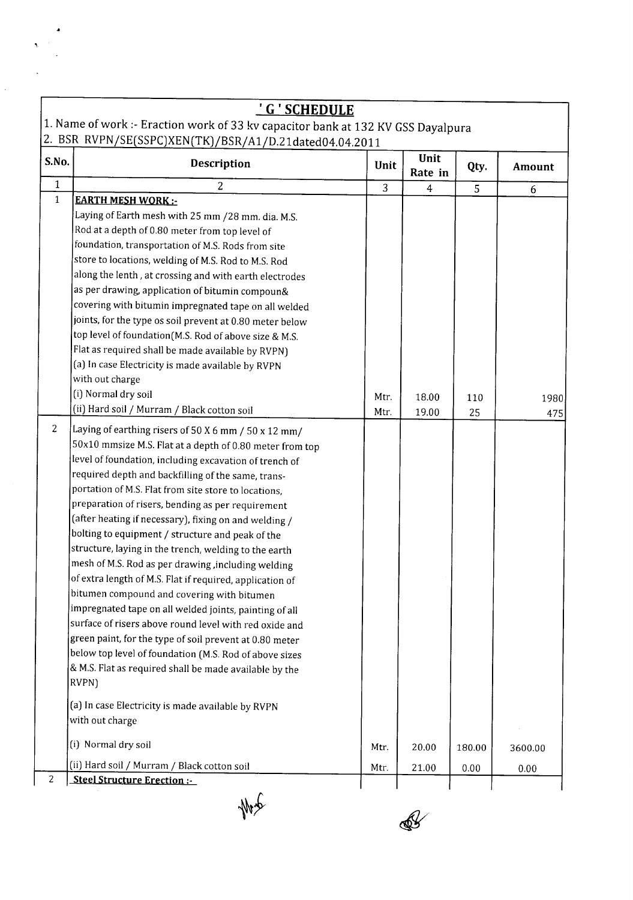## ' G ' SCHEDULE

1. Name of work :- Eraction work of 33 kv capacitor bank at 132 KV GSS Dayalpura
2. BSR RVPN/SE(SSPC)XEN(TK)/BSR/A1/D.21dated04.04.2011

| S.No. | Description | Unit | Unit Rate in | Qty. | Amount |
|---|---|---|---|---|---|
| 1 | 2 | 3 | 4 | 5 | 6 |
| 1 | **EARTH MESH WORK :-** Laying of Earth mesh with 25 mm /28 mm. dia. M.S. Rod at a depth of 0.80 meter from top level of foundation, transportation of M.S. Rods from site store to locations, welding of M.S. Rod to M.S. Rod along the lenth , at crossing and with earth electrodes as per drawing, application of bitumin compoun& covering with bitumin impregnated tape on all welded joints, for the type os soil prevent at 0.80 meter below top level of foundation(M.S. Rod of above size & M.S. Flat as required shall be made available by RVPN) (a) In case Electricity is made available by RVPN with out charge | | | | |
| | (i) Normal dry soil | Mtr. | 18.00 | 110 | 1980 |
| | (ii) Hard soil / Murram / Black cotton soil | Mtr. | 19.00 | 25 | 475 |
| 2 | Laying of earthing risers of 50 X 6 mm / 50 x 12 mm/ 50x10 mmsize M.S. Flat at a depth of 0.80 meter from top level of foundation, including excavation of trench of required depth and backfilling of the same, transportation of M.S. Flat from site store to locations, preparation of risers, bending as per requirement (after heating if necessary), fixing on and welding / bolting to equipment / structure and peak of the structure, laying in the trench, welding to the earth mesh of M.S. Rod as per drawing ,including welding of extra length of M.S. Flat if required, application of bitumen compound and covering with bitumen impregnated tape on all welded joints, painting of all surface of risers above round level with red oxide and green paint, for the type of soil prevent at 0.80 meter below top level of foundation (M.S. Rod of above sizes & M.S. Flat as required shall be made available by the RVPN) (a) In case Electricity is made available by RVPN with out charge | | | | |
| | (i) Normal dry soil | Mtr. | 20.00 | 180.00 | 3600.00 |
| | (ii) Hard soil / Murram / Black cotton soil | Mtr. | 21.00 | 0.00 | 0.00 |
| 2 | **Steel Structure Erection :-** | | | | |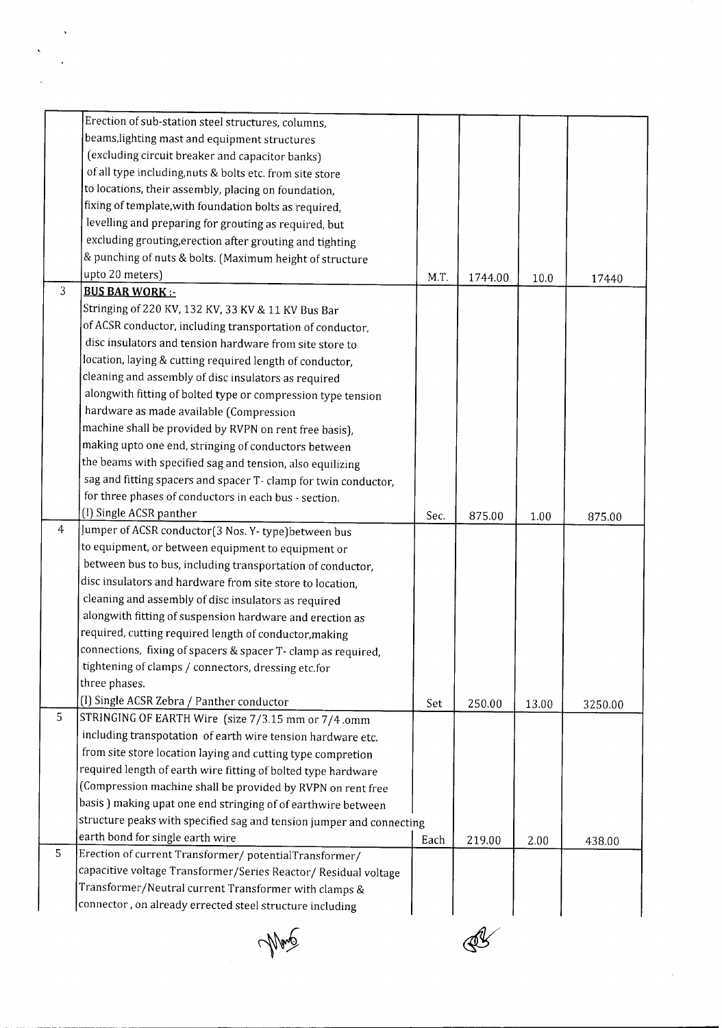| | | | | | |
|---|---|---|---|---|---|
| | Erection of sub-station steel structures, columns, beams,lighting mast and equipment structures (excluding circuit breaker and capacitor banks) of all type including,nuts & bolts etc. from site store to locations, their assembly, placing on foundation, fixing of template,with foundation bolts as required, levelling and preparing for grouting as required, but excluding grouting,erection after grouting and tighting & punching of nuts & bolts. (Maximum height of structure upto 20 meters) | M.T. | 1744.00 | 10.0 | 17440 |
| 3 | **BUS BAR WORK :-** Stringing of 220 KV, 132 KV, 33 KV & 11 KV Bus Bar of ACSR conductor, including transportation of conductor, disc insulators and tension hardware from site store to location, laying & cutting required length of conductor, cleaning and assembly of disc insulators as required alongwith fitting of bolted type or compression type tension hardware as made available (Compression machine shall be provided by RVPN on rent free basis), making upto one end, stringing of conductors between the beams with specified sag and tension, also equilizing sag and fitting spacers and spacer T- clamp for twin conductor, for three phases of conductors in each bus - section. (I) Single ACSR panther | Sec. | 875.00 | 1.00 | 875.00 |
| 4 | Jumper of ACSR conductor(3 Nos. Y- type)between bus to equipment, or between equipment to equipment or between bus to bus, including transportation of conductor, disc insulators and hardware from site store to location, cleaning and assembly of disc insulators as required alongwith fitting of suspension hardware and erection as required, cutting required length of conductor,making connections, fixing of spacers & spacer T- clamp as required, tightening of clamps / connectors, dressing etc.for three phases. (I) Single ACSR Zebra / Panther conductor | Set | 250.00 | 13.00 | 3250.00 |
| 5 | STRINGING OF EARTH Wire (size 7/3.15 mm or 7/4 .omm including transpotation of earth wire tension hardware etc. from site store location laying and cutting type compretion required length of earth wire fitting of bolted type hardware (Compression machine shall be provided by RVPN on rent free basis ) making upat one end stringing of of earthwire between structure peaks with specified sag and tension jumper and connecting earth bond for single earth wire | Each | 219.00 | 2.00 | 438.00 |
| 5 | Erection of current Transformer/ potentialTransformer/ capacitive voltage Transformer/Series Reactor/ Residual voltage Transformer/Neutral current Transformer with clamps & connector , on already errected steel structure including | | | | |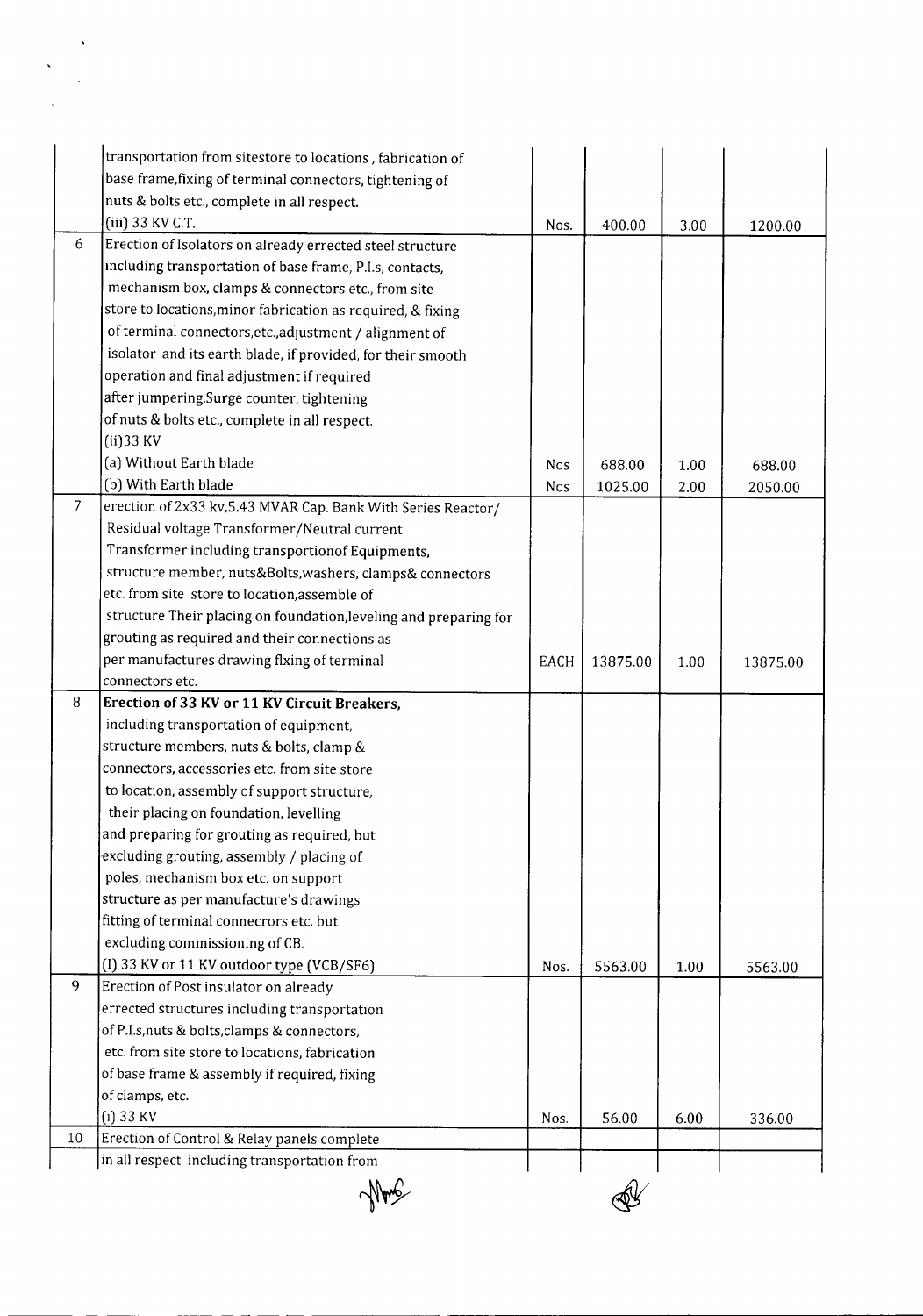|  |  |  |  |  |  |
|---|---|---|---|---|---|
|  | transportation from sitestore to locations , fabrication of base frame,fixing of terminal connectors, tightening of nuts & bolts etc., complete in all respect. |  |  |  |  |
|  | (iii) 33 KV C.T. | Nos. | 400.00 | 3.00 | 1200.00 |
| 6 | Erection of Isolators on already errected steel structure including transportation of base frame, P.I.s, contacts, mechanism box, clamps & connectors etc., from site store to locations,minor fabrication as required, & fixing of terminal connectors,etc.,adjustment / alignment of isolator and its earth blade, if provided, for their smooth operation and final adjustment if required after jumpering.Surge counter, tightening of nuts & bolts etc., complete in all respect. |  |  |  |  |
|  | (ii)33 KV |  |  |  |  |
|  | (a) Without Earth blade | Nos | 688.00 | 1.00 | 688.00 |
|  | (b) With Earth blade | Nos | 1025.00 | 2.00 | 2050.00 |
| 7 | erection of 2x33 kv,5.43 MVAR Cap. Bank With Series Reactor/ Residual voltage Transformer/Neutral current Transformer including transportionof Equipments, structure member, nuts&Bolts,washers, clamps& connectors etc. from site store to location,assemble of structure Their placing on foundation,leveling and preparing for grouting as required and their connections as per manufactures drawing flxing of terminal connectors etc. | EACH | 13875.00 | 1.00 | 13875.00 |
| 8 | **Erection of 33 KV or 11 KV Circuit Breakers,** including transportation of equipment, structure members, nuts & bolts, clamp & connectors, accessories etc. from site store to location, assembly of support structure, their placing on foundation, levelling and preparing for grouting as required, but excluding grouting, assembly / placing of poles, mechanism box etc. on support structure as per manufacture's drawings fitting of terminal connecrors etc. but excluding commissioning of CB. |  |  |  |  |
|  | (I) 33 KV or 11 KV outdoor type (VCB/SF6) | Nos. | 5563.00 | 1.00 | 5563.00 |
| 9 | Erection of Post insulator on already errected structures including transportation of P.I.s,nuts & bolts,clamps & connectors, etc. from site store to locations, fabrication of base frame & assembly if required, fixing of clamps, etc. |  |  |  |  |
|  | (i) 33 KV | Nos. | 56.00 | 6.00 | 336.00 |
| 10 | Erection of Control & Relay panels complete in all respect including transportation from |  |  |  |  |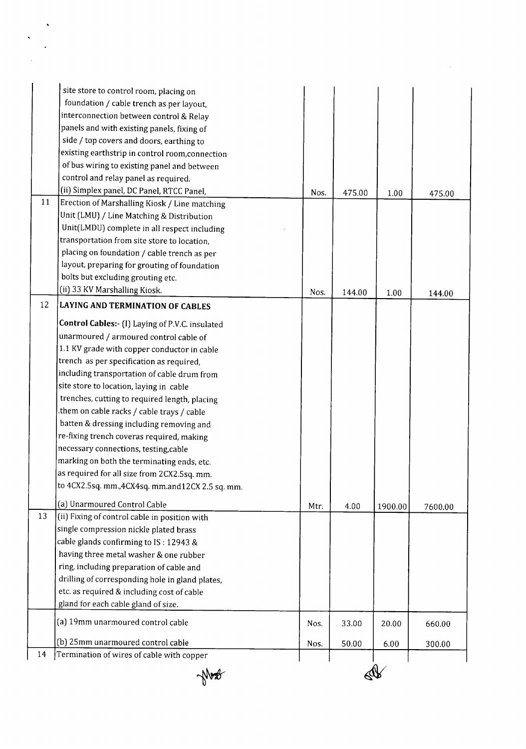| | | | | | |
|---|---|---|---|---|---|
| | site store to control room, placing on foundation / cable trench as per layout, interconnection between control & Relay panels and with existing panels, fixing of side / top covers and doors, earthing to existing earthstrip in control room,connection of bus wiring to existing panel and between control and relay panel as required.<br>(ii) Simplex panel, DC Panel, RTCC Panel, | Nos. | 475.00 | 1.00 | 475.00 |
| 11 | Erection of Marshalling Kiosk / Line matching Unit (LMU) / Line Matching & Distribution Unit(LMDU) complete in all respect including transportation from site store to location, placing on foundation / cable trench as per layout, preparing for grouting of foundation bolts but excluding grouting etc.<br>(ii) 33 KV Marshalling Kiosk. | Nos. | 144.00 | 1.00 | 144.00 |
| 12 | **LAYING AND TERMINATION OF CABLES**<br><br>**Control Cables:-** (I) Laying of P.V.C. insulated unarmoured / armoured control cable of 1.1 KV grade with copper conductor in cable trench as per specification as required, including transportation of cable drum from site store to location, laying in cable trenches, cutting to required length, placing .them on cable racks / cable trays / cable batten & dressing including removing and re-fixing trench coveras required, making necessary connections, testing,cable marking on both the terminating ends, etc. as required for all size from 2CX2.5sq. mm. to 4CX2.5sq. mm.,4CX4sq. mm.and12CX 2.5 sq. mm.<br><br>(a) Unarmoured Control Cable | Mtr. | 4.00 | 1900.00 | 7600.00 |
| 13 | (ii) Fixing of control cable in position with single compression nickle plated brass cable glands confirming to IS : 12943 & having three metal washer & one rubber ring, including preparation of cable and drilling of corresponding hole in gland plates, etc. as required & including cost of cable gland for each cable gland of size. | | | | |
| | (a) 19mm unarmoured control cable | Nos. | 33.00 | 20.00 | 660.00 |
| | (b) 25mm unarmoured control cable | Nos. | 50.00 | 6.00 | 300.00 |
| 14 | Termination of wires of cable with copper | | | | |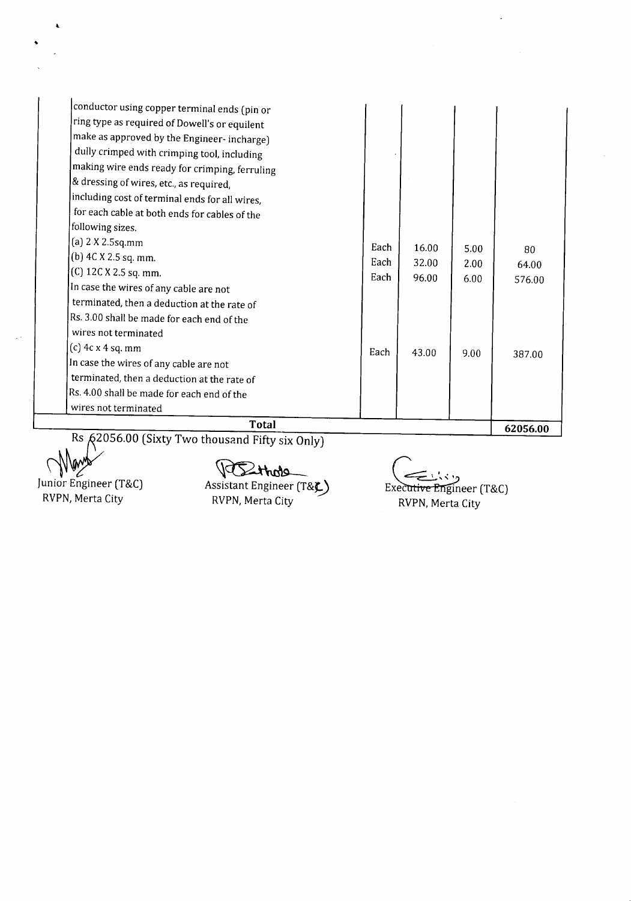| | | | | | |
|---|---|---|---|---|---|
| | conductor using copper terminal ends (pin or ring type as required of Dowell's or equilent make as approved by the Engineer- incharge) dully crimped with crimping tool, including making wire ends ready for crimping, ferruling & dressing of wires, etc., as required, including cost of terminal ends for all wires, for each cable at both ends for cables of the following sizes. | | | | |
| | (a) 2 X 2.5sq.mm | Each | 16.00 | 5.00 | 80 |
| | (b) 4C X 2.5 sq. mm. | Each | 32.00 | 2.00 | 64.00 |
| | (C) 12C X 2.5 sq. mm. | Each | 96.00 | 6.00 | 576.00 |
| | In case the wires of any cable are not terminated, then a deduction at the rate of Rs. 3.00 shall be made for each end of the wires not terminated | | | | |
| | (c) 4c x 4 sq. mm | Each | 43.00 | 9.00 | 387.00 |
| | In case the wires of any cable are not terminated, then a deduction at the rate of Rs. 4.00 shall be made for each end of the wires not terminated | | | | |
| | **Total** | | | | **62056.00** |

Rs 62056.00 (Sixty Two thousand Fifty six Only)

Junior Engineer (T&C)
RVPN, Merta City

Assistant Engineer (T&C)
RVPN, Merta City

Executive Engineer (T&C)
RVPN, Merta City